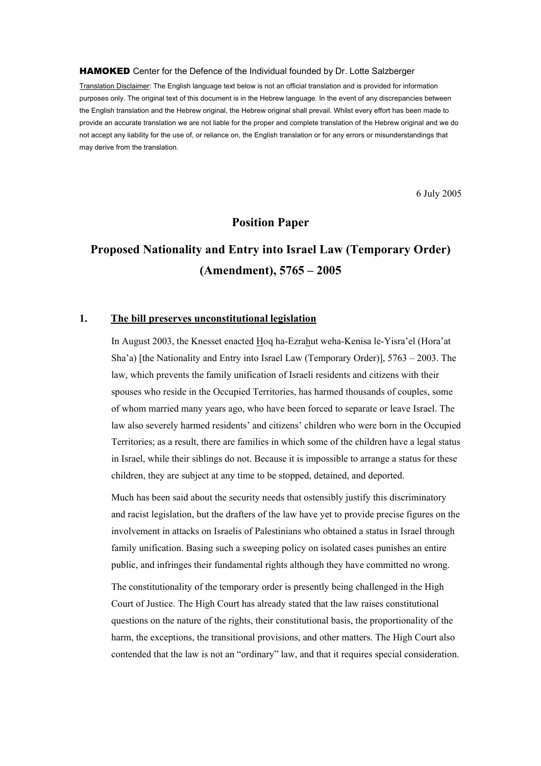**HAMOKED** Center for the Defence of the Individual founded by Dr. Lotte Salzberger

Translation Disclaimer: The English language text below is not an official translation and is provided for information purposes only. The original text of this document is in the Hebrew language. In the event of any discrepancies between the English translation and the Hebrew original, the Hebrew original shall prevail. Whilst every effort has been made to provide an accurate translation we are not liable for the proper and complete translation of the Hebrew original and we do not accept any liability for the use of, or reliance on, the English translation or for any errors or misunderstandings that may derive from the translation.

6 July 2005

# Position Paper

# Proposed Nationality and Entry into Israel Law (Temporary Order) (Amendment), 5765 – 2005

## 1. The bill preserves unconstitutional legislation

In August 2003, the Knesset enacted Hoq ha-Ezrahut weha-Kenisa le-Yisra'el (Hora'at Sha'a) [the Nationality and Entry into Israel Law (Temporary Order)], 5763 – 2003. The law, which prevents the family unification of Israeli residents and citizens with their spouses who reside in the Occupied Territories, has harmed thousands of couples, some of whom married many years ago, who have been forced to separate or leave Israel. The law also severely harmed residents' and citizens' children who were born in the Occupied Territories; as a result, there are families in which some of the children have a legal status in Israel, while their siblings do not. Because it is impossible to arrange a status for these children, they are subject at any time to be stopped, detained, and deported.

Much has been said about the security needs that ostensibly justify this discriminatory and racist legislation, but the drafters of the law have yet to provide precise figures on the involvement in attacks on Israelis of Palestinians who obtained a status in Israel through family unification. Basing such a sweeping policy on isolated cases punishes an entire public, and infringes their fundamental rights although they have committed no wrong.

The constitutionality of the temporary order is presently being challenged in the High Court of Justice. The High Court has already stated that the law raises constitutional questions on the nature of the rights, their constitutional basis, the proportionality of the harm, the exceptions, the transitional provisions, and other matters. The High Court also contended that the law is not an "ordinary" law, and that it requires special consideration.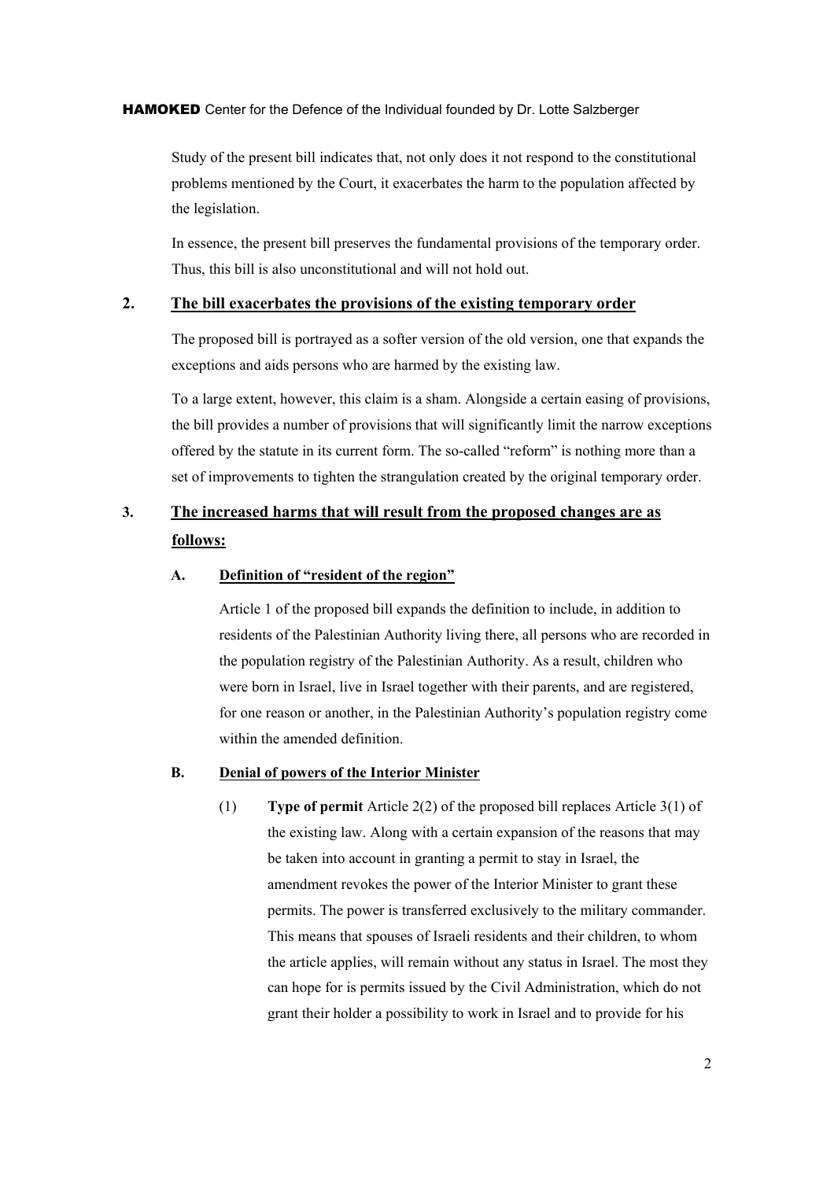Study of the present bill indicates that, not only does it not respond to the constitutional problems mentioned by the Court, it exacerbates the harm to the population affected by the legislation.

In essence, the present bill preserves the fundamental provisions of the temporary order. Thus, this bill is also unconstitutional and will not hold out.

## 2. The bill exacerbates the provisions of the existing temporary order

The proposed bill is portrayed as a softer version of the old version, one that expands the exceptions and aids persons who are harmed by the existing law.

To a large extent, however, this claim is a sham. Alongside a certain easing of provisions, the bill provides a number of provisions that will significantly limit the narrow exceptions offered by the statute in its current form. The so-called "reform" is nothing more than a set of improvements to tighten the strangulation created by the original temporary order.

## 3. The increased harms that will result from the proposed changes are as follows:

### A. Definition of "resident of the region"

Article 1 of the proposed bill expands the definition to include, in addition to residents of the Palestinian Authority living there, all persons who are recorded in the population registry of the Palestinian Authority. As a result, children who were born in Israel, live in Israel together with their parents, and are registered, for one reason or another, in the Palestinian Authority's population registry come within the amended definition.

### B. Denial of powers of the Interior Minister

(1) **Type of permit** Article 2(2) of the proposed bill replaces Article 3(1) of the existing law. Along with a certain expansion of the reasons that may be taken into account in granting a permit to stay in Israel, the amendment revokes the power of the Interior Minister to grant these permits. The power is transferred exclusively to the military commander. This means that spouses of Israeli residents and their children, to whom the article applies, will remain without any status in Israel. The most they can hope for is permits issued by the Civil Administration, which do not grant their holder a possibility to work in Israel and to provide for his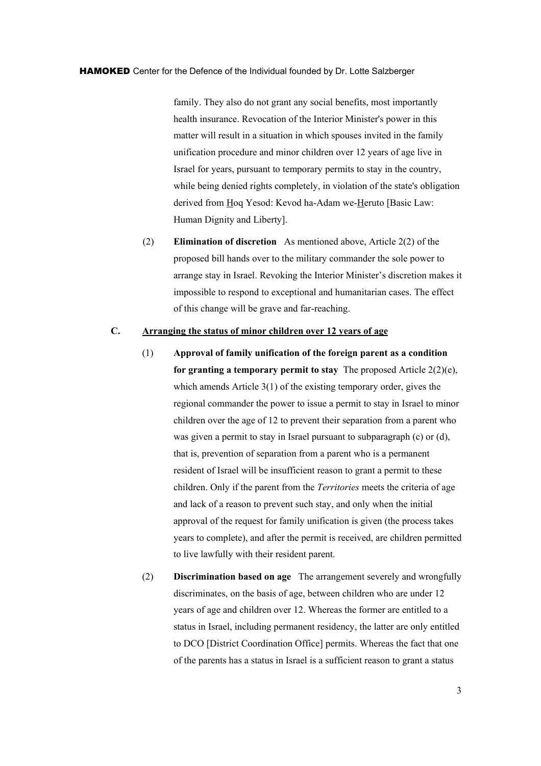family. They also do not grant any social benefits, most importantly health insurance. Revocation of the Interior Minister's power in this matter will result in a situation in which spouses invited in the family unification procedure and minor children over 12 years of age live in Israel for years, pursuant to temporary permits to stay in the country, while being denied rights completely, in violation of the state's obligation derived from Hoq Yesod: Kevod ha-Adam we-Heruto [Basic Law: Human Dignity and Liberty].

(2) **Elimination of discretion** As mentioned above, Article 2(2) of the proposed bill hands over to the military commander the sole power to arrange stay in Israel. Revoking the Interior Minister's discretion makes it impossible to respond to exceptional and humanitarian cases. The effect of this change will be grave and far-reaching.

**C. Arranging the status of minor children over 12 years of age**

(1) **Approval of family unification of the foreign parent as a condition for granting a temporary permit to stay** The proposed Article 2(2)(e), which amends Article 3(1) of the existing temporary order, gives the regional commander the power to issue a permit to stay in Israel to minor children over the age of 12 to prevent their separation from a parent who was given a permit to stay in Israel pursuant to subparagraph (c) or (d), that is, prevention of separation from a parent who is a permanent resident of Israel will be insufficient reason to grant a permit to these children. Only if the parent from the *Territories* meets the criteria of age and lack of a reason to prevent such stay, and only when the initial approval of the request for family unification is given (the process takes years to complete), and after the permit is received, are children permitted to live lawfully with their resident parent.

(2) **Discrimination based on age** The arrangement severely and wrongfully discriminates, on the basis of age, between children who are under 12 years of age and children over 12. Whereas the former are entitled to a status in Israel, including permanent residency, the latter are only entitled to DCO [District Coordination Office] permits. Whereas the fact that one of the parents has a status in Israel is a sufficient reason to grant a status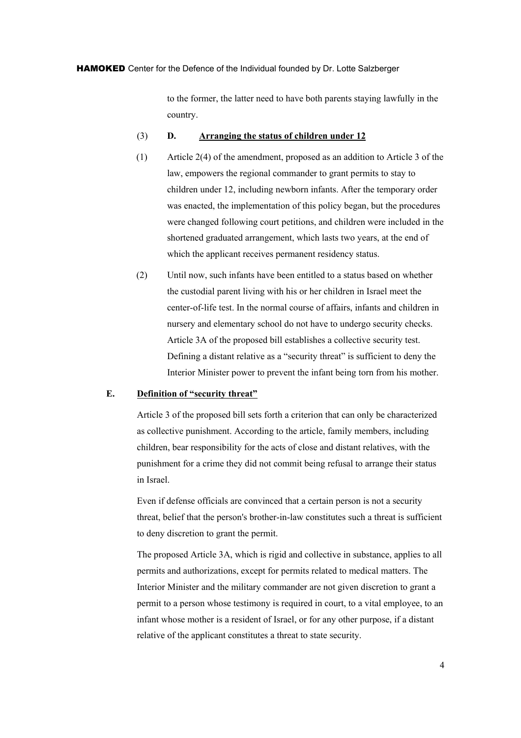to the former, the latter need to have both parents staying lawfully in the country.

(3) **D. Arranging the status of children under 12**

(1) Article 2(4) of the amendment, proposed as an addition to Article 3 of the law, empowers the regional commander to grant permits to stay to children under 12, including newborn infants. After the temporary order was enacted, the implementation of this policy began, but the procedures were changed following court petitions, and children were included in the shortened graduated arrangement, which lasts two years, at the end of which the applicant receives permanent residency status.

(2) Until now, such infants have been entitled to a status based on whether the custodial parent living with his or her children in Israel meet the center-of-life test. In the normal course of affairs, infants and children in nursery and elementary school do not have to undergo security checks. Article 3A of the proposed bill establishes a collective security test. Defining a distant relative as a "security threat" is sufficient to deny the Interior Minister power to prevent the infant being torn from his mother.

**E. Definition of "security threat"**

Article 3 of the proposed bill sets forth a criterion that can only be characterized as collective punishment. According to the article, family members, including children, bear responsibility for the acts of close and distant relatives, with the punishment for a crime they did not commit being refusal to arrange their status in Israel.

Even if defense officials are convinced that a certain person is not a security threat, belief that the person's brother-in-law constitutes such a threat is sufficient to deny discretion to grant the permit.

The proposed Article 3A, which is rigid and collective in substance, applies to all permits and authorizations, except for permits related to medical matters. The Interior Minister and the military commander are not given discretion to grant a permit to a person whose testimony is required in court, to a vital employee, to an infant whose mother is a resident of Israel, or for any other purpose, if a distant relative of the applicant constitutes a threat to state security.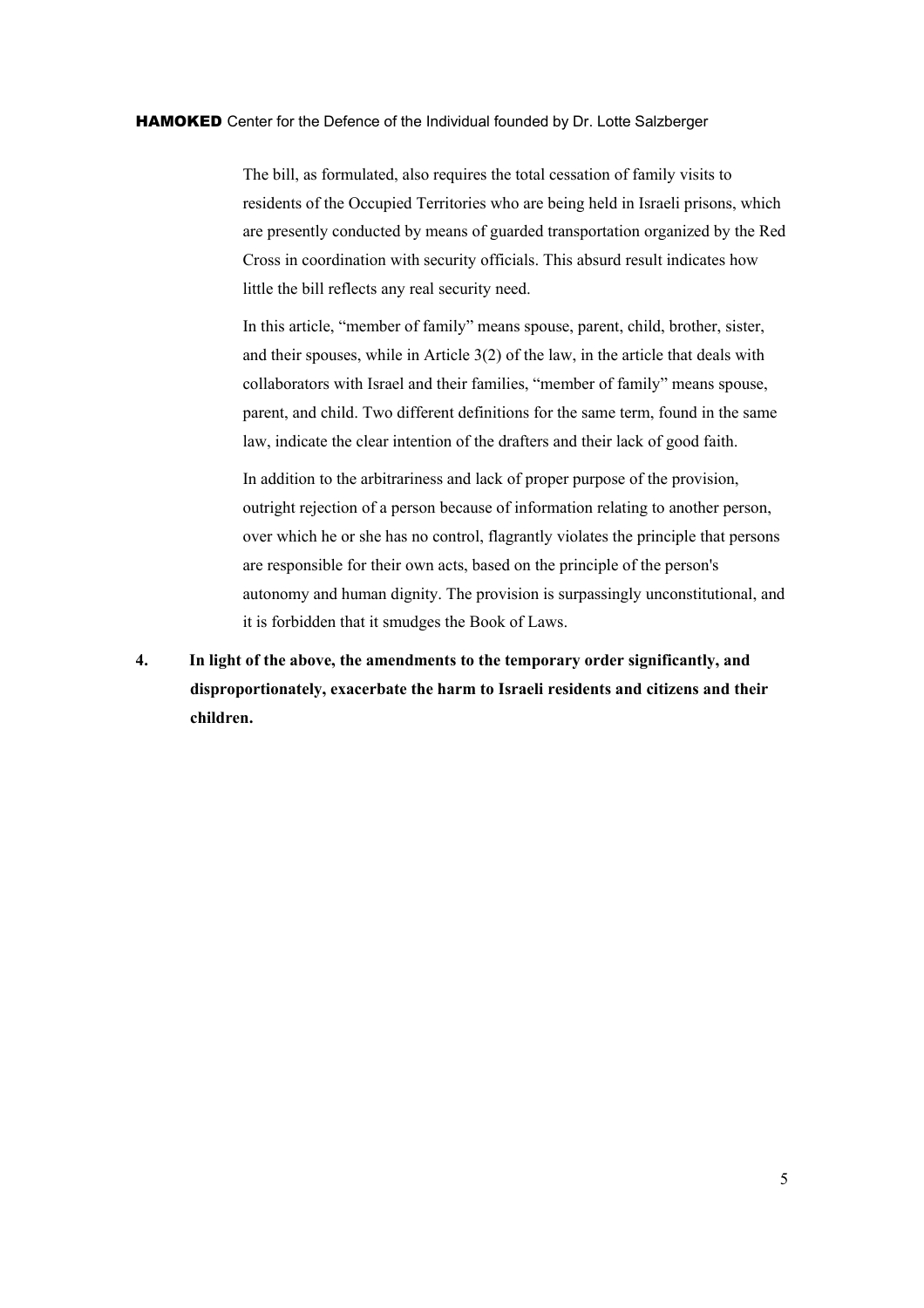The bill, as formulated, also requires the total cessation of family visits to residents of the Occupied Territories who are being held in Israeli prisons, which are presently conducted by means of guarded transportation organized by the Red Cross in coordination with security officials. This absurd result indicates how little the bill reflects any real security need.

In this article, "member of family" means spouse, parent, child, brother, sister, and their spouses, while in Article 3(2) of the law, in the article that deals with collaborators with Israel and their families, "member of family" means spouse, parent, and child. Two different definitions for the same term, found in the same law, indicate the clear intention of the drafters and their lack of good faith.

In addition to the arbitrariness and lack of proper purpose of the provision, outright rejection of a person because of information relating to another person, over which he or she has no control, flagrantly violates the principle that persons are responsible for their own acts, based on the principle of the person's autonomy and human dignity. The provision is surpassingly unconstitutional, and it is forbidden that it smudges the Book of Laws.

**4. In light of the above, the amendments to the temporary order significantly, and disproportionately, exacerbate the harm to Israeli residents and citizens and their children.**